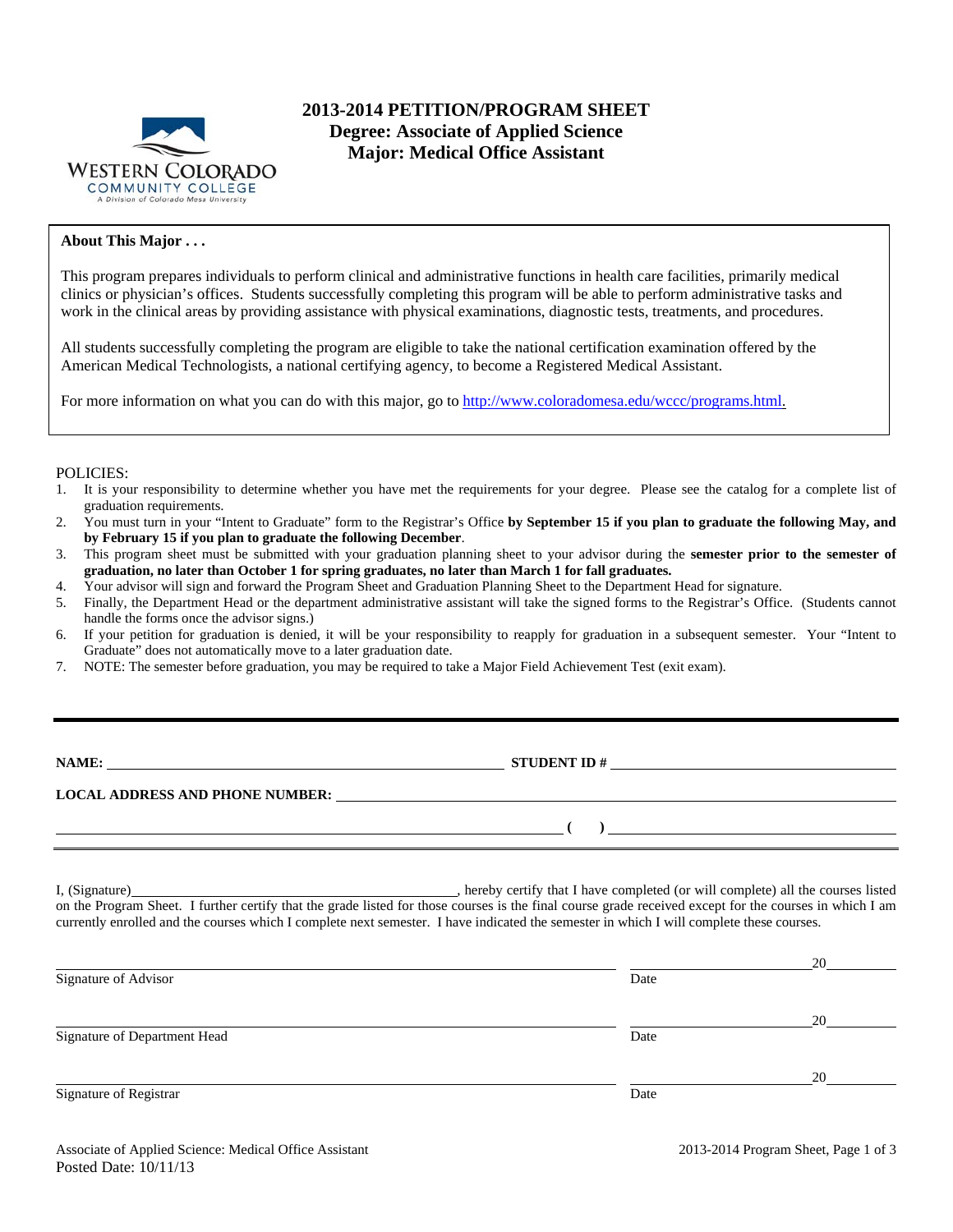# 2013-2014 PETITION/PROGRAM SHEET
## Degree: Associate of Applied Science
## Major: Medical Office Assistant

WESTERN COLORADO COMMUNITY COLLEGE
A Division of Colorado Mesa University

**About This Major . . .**

This program prepares individuals to perform clinical and administrative functions in health care facilities, primarily medical clinics or physician's offices. Students successfully completing this program will be able to perform administrative tasks and work in the clinical areas by providing assistance with physical examinations, diagnostic tests, treatments, and procedures.

All students successfully completing the program are eligible to take the national certification examination offered by the American Medical Technologists, a national certifying agency, to become a Registered Medical Assistant.

For more information on what you can do with this major, go to http://www.coloradomesa.edu/wccc/programs.html.

POLICIES:

1. It is your responsibility to determine whether you have met the requirements for your degree. Please see the catalog for a complete list of graduation requirements.
2. You must turn in your "Intent to Graduate" form to the Registrar's Office **by September 15 if you plan to graduate the following May, and by February 15 if you plan to graduate the following December**.
3. This program sheet must be submitted with your graduation planning sheet to your advisor during the **semester prior to the semester of graduation, no later than October 1 for spring graduates, no later than March 1 for fall graduates.**
4. Your advisor will sign and forward the Program Sheet and Graduation Planning Sheet to the Department Head for signature.
5. Finally, the Department Head or the department administrative assistant will take the signed forms to the Registrar's Office. (Students cannot handle the forms once the advisor signs.)
6. If your petition for graduation is denied, it will be your responsibility to reapply for graduation in a subsequent semester. Your "Intent to Graduate" does not automatically move to a later graduation date.
7. NOTE: The semester before graduation, you may be required to take a Major Field Achievement Test (exit exam).

---

**NAME:** ______________________________ **STUDENT ID #** ______________________________

**LOCAL ADDRESS AND PHONE NUMBER:** ______________________________

______________________________ **( )** ______________________________

I, (Signature)______________________________, hereby certify that I have completed (or will complete) all the courses listed on the Program Sheet. I further certify that the grade listed for those courses is the final course grade received except for the courses in which I am currently enrolled and the courses which I complete next semester. I have indicated the semester in which I will complete these courses.

______________________________ ______________20______
Signature of Advisor Date

______________________________ ______________20______
Signature of Department Head Date

______________________________ ______________20______
Signature of Registrar Date

Associate of Applied Science: Medical Office Assistant
Posted Date: 10/11/13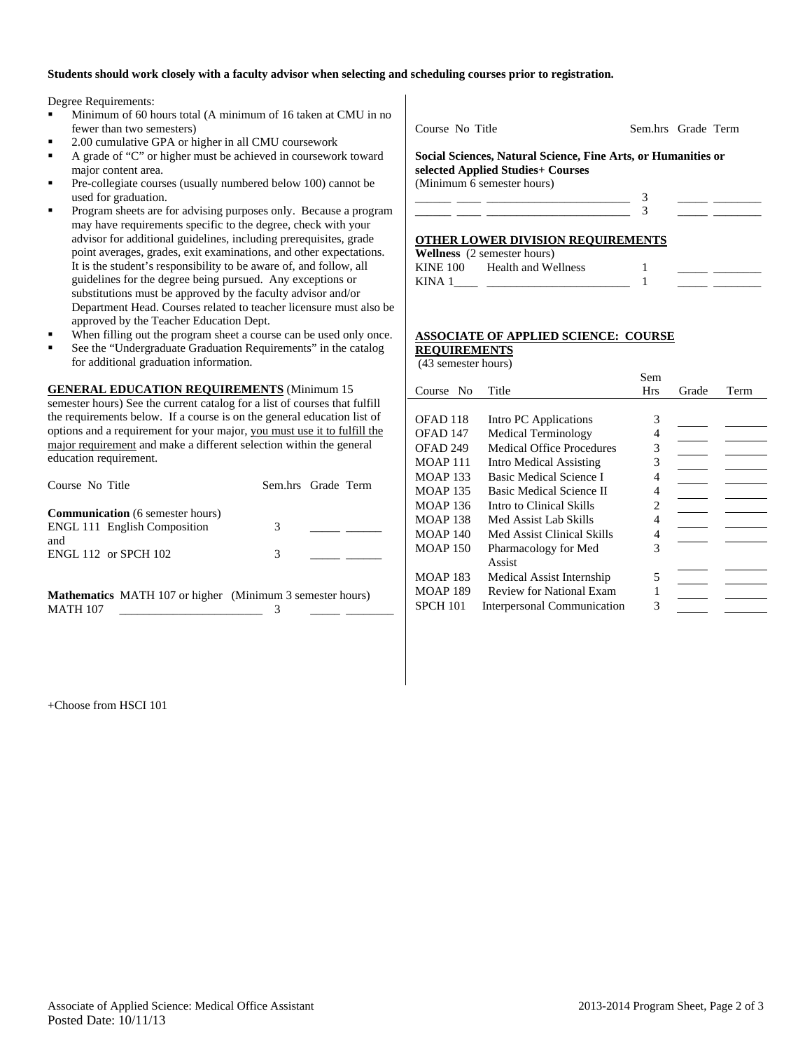**Students should work closely with a faculty advisor when selecting and scheduling courses prior to registration.**

Degree Requirements:

- Minimum of 60 hours total (A minimum of 16 taken at CMU in no fewer than two semesters)
- 2.00 cumulative GPA or higher in all CMU coursework
- A grade of "C" or higher must be achieved in coursework toward major content area.
- Pre-collegiate courses (usually numbered below 100) cannot be used for graduation.
- Program sheets are for advising purposes only. Because a program may have requirements specific to the degree, check with your advisor for additional guidelines, including prerequisites, grade point averages, grades, exit examinations, and other expectations. It is the student's responsibility to be aware of, and follow, all guidelines for the degree being pursued. Any exceptions or substitutions must be approved by the faculty advisor and/or Department Head. Courses related to teacher licensure must also be approved by the Teacher Education Dept.
- When filling out the program sheet a course can be used only once.
- See the "Undergraduate Graduation Requirements" in the catalog for additional graduation information.

**GENERAL EDUCATION REQUIREMENTS** (Minimum 15 semester hours) See the current catalog for a list of courses that fulfill the requirements below. If a course is on the general education list of options and a requirement for your major, you must use it to fulfill the major requirement and make a different selection within the general education requirement.

| Course No | Title | Sem.hrs | Grade | Term |
|---|---|---|---|---|
| **Communication** (6 semester hours) | | | | |
| ENGL 111 | English Composition | 3 | _____ | ______ |
| and | | | | |
| ENGL 112 or SPCH 102 | | 3 | _____ | ______ |
| **Mathematics** MATH 107 or higher (Minimum 3 semester hours) | | | | |
| MATH 107 | ________________________ | 3 | _____ | ________ |

| Course No | Title | Sem.hrs | Grade | Term |
|---|---|---|---|---|
| **Social Sciences, Natural Science, Fine Arts, or Humanities or selected Applied Studies+ Courses** (Minimum 6 semester hours) | | | | |
| ______ ____ | ________________________ | 3 | _____ | ________ |
| ______ ____ | ________________________ | 3 | _____ | ________ |

**OTHER LOWER DIVISION REQUIREMENTS**

| Course No | Title | Sem.hrs | Grade | Term |
|---|---|---|---|---|
| **Wellness** (2 semester hours) | | | | |
| KINE 100 | Health and Wellness | 1 | _____ | ________ |
| KINA 1____ | ________________________ | 1 | _____ | ________ |

**ASSOCIATE OF APPLIED SCIENCE: COURSE REQUIREMENTS**
(43 semester hours)

| Course No | Title | Sem Hrs | Grade | Term |
|---|---|---|---|---|
| OFAD 118 | Intro PC Applications | 3 | | |
| OFAD 147 | Medical Terminology | 4 | | |
| OFAD 249 | Medical Office Procedures | 3 | | |
| MOAP 111 | Intro Medical Assisting | 3 | | |
| MOAP 133 | Basic Medical Science I | 4 | | |
| MOAP 135 | Basic Medical Science II | 4 | | |
| MOAP 136 | Intro to Clinical Skills | 2 | | |
| MOAP 138 | Med Assist Lab Skills | 4 | | |
| MOAP 140 | Med Assist Clinical Skills | 4 | | |
| MOAP 150 | Pharmacology for Med Assist | 3 | | |
| MOAP 183 | Medical Assist Internship | 5 | | |
| MOAP 189 | Review for National Exam | 1 | | |
| SPCH 101 | Interpersonal Communication | 3 | | |

+Choose from HSCI 101

Associate of Applied Science: Medical Office Assistant
Posted Date: 10/11/13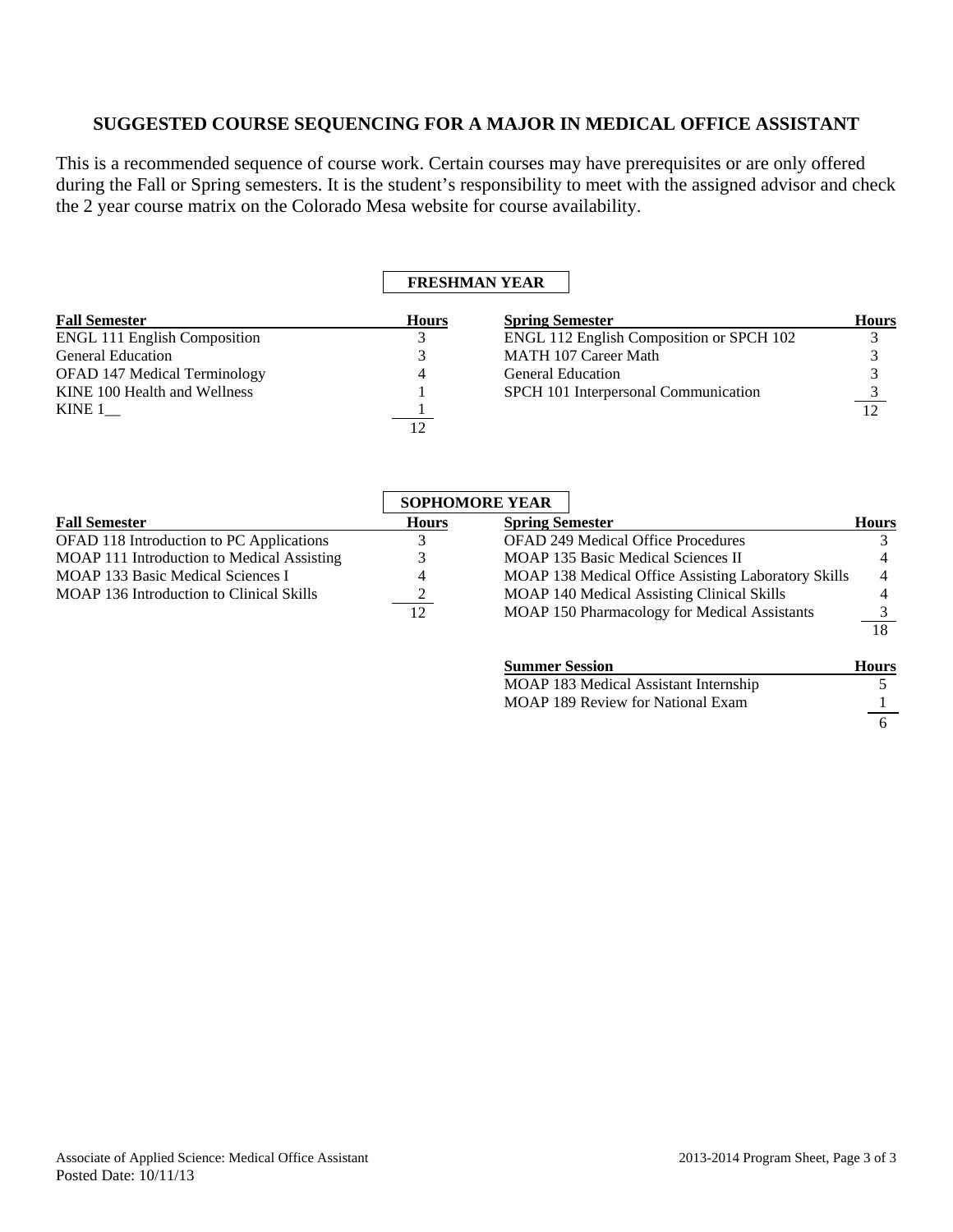## SUGGESTED COURSE SEQUENCING FOR A MAJOR IN MEDICAL OFFICE ASSISTANT

This is a recommended sequence of course work. Certain courses may have prerequisites or are only offered during the Fall or Spring semesters. It is the student's responsibility to meet with the assigned advisor and check the 2 year course matrix on the Colorado Mesa website for course availability.

### FRESHMAN YEAR

| Fall Semester | Hours | Spring Semester | Hours |
|---|---|---|---|
| ENGL 111 English Composition | 3 | ENGL 112 English Composition or SPCH 102 | 3 |
| General Education | 3 | MATH 107 Career Math | 3 |
| OFAD 147 Medical Terminology | 4 | General Education | 3 |
| KINE 100 Health and Wellness | 1 | SPCH 101 Interpersonal Communication | 3 |
| KINE 1__ | 1 | | 12 |
| | 12 | | |

### SOPHOMORE YEAR

| Fall Semester | Hours | Spring Semester | Hours |
|---|---|---|---|
| OFAD 118 Introduction to PC Applications | 3 | OFAD 249 Medical Office Procedures | 3 |
| MOAP 111 Introduction to Medical Assisting | 3 | MOAP 135 Basic Medical Sciences II | 4 |
| MOAP 133 Basic Medical Sciences I | 4 | MOAP 138 Medical Office Assisting Laboratory Skills | 4 |
| MOAP 136 Introduction to Clinical Skills | 2 | MOAP 140 Medical Assisting Clinical Skills | 4 |
| | 12 | MOAP 150 Pharmacology for Medical Assistants | 3 |
| | | | 18 |

| Summer Session | Hours |
|---|---|
| MOAP 183 Medical Assistant Internship | 5 |
| MOAP 189 Review for National Exam | 1 |
| | 6 |

Associate of Applied Science: Medical Office Assistant
Posted Date: 10/11/13